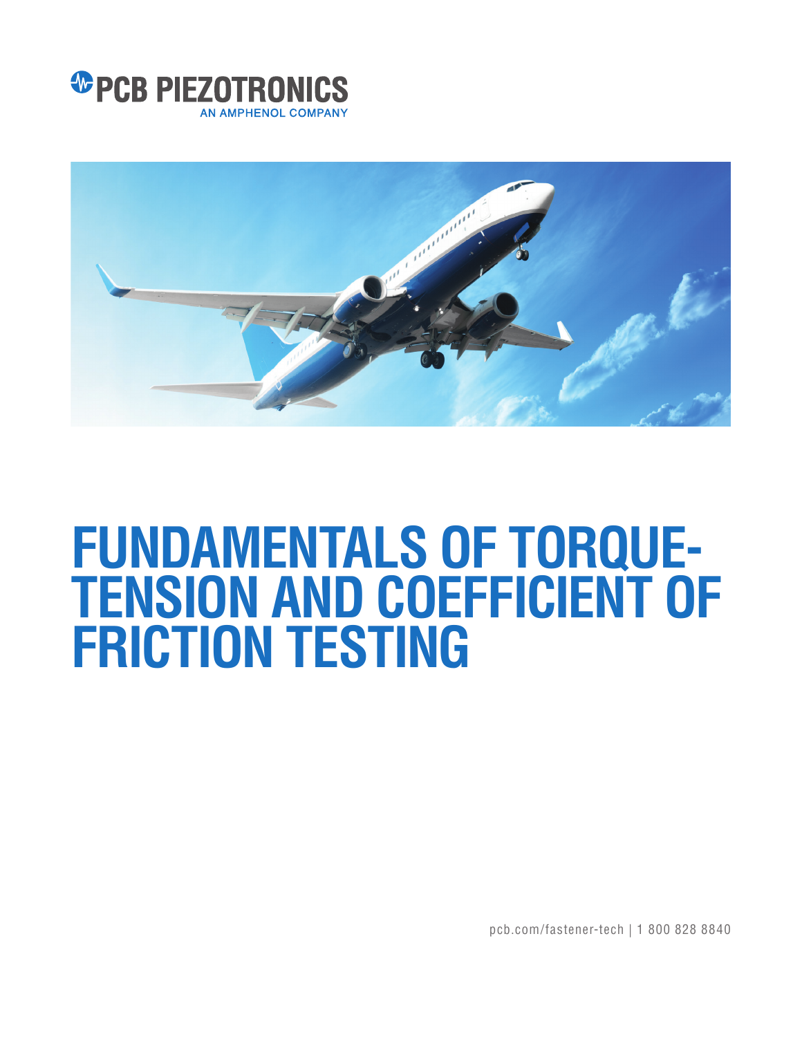PCB PIEZOTRONICS
AN AMPHENOL COMPANY

# FUNDAMENTALS OF TORQUE-TENSION AND COEFFICIENT OF FRICTION TESTING

pcb.com/fastener-tech | 1 800 828 8840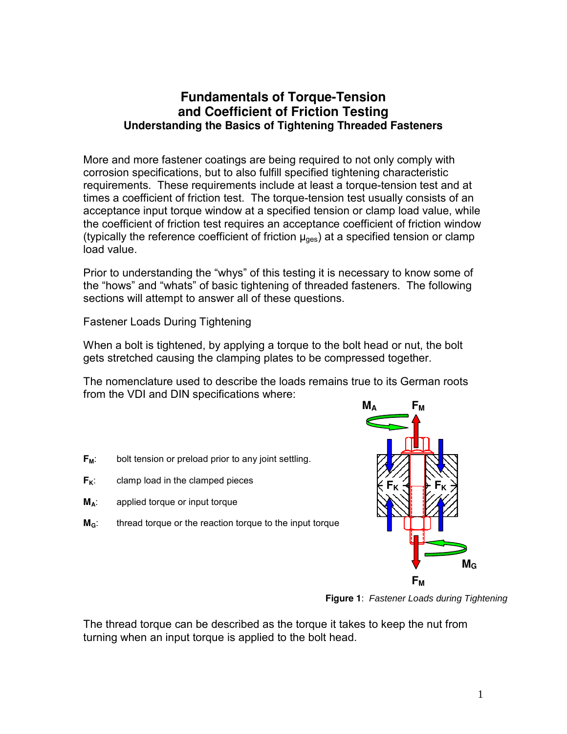# Fundamentals of Torque-Tension and Coefficient of Friction Testing

## Understanding the Basics of Tightening Threaded Fasteners

More and more fastener coatings are being required to not only comply with corrosion specifications, but to also fulfill specified tightening characteristic requirements. These requirements include at least a torque-tension test and at times a coefficient of friction test. The torque-tension test usually consists of an acceptance input torque window at a specified tension or clamp load value, while the coefficient of friction test requires an acceptance coefficient of friction window (typically the reference coefficient of friction $\mu_{ges}$) at a specified tension or clamp load value.

Prior to understanding the "whys" of this testing it is necessary to know some of the "hows" and "whats" of basic tightening of threaded fasteners. The following sections will attempt to answer all of these questions.

Fastener Loads During Tightening

When a bolt is tightened, by applying a torque to the bolt head or nut, the bolt gets stretched causing the clamping plates to be compressed together.

The nomenclature used to describe the loads remains true to its German roots from the VDI and DIN specifications where:

- **$F_M$**: bolt tension or preload prior to any joint settling.
- **$F_K$**: clamp load in the clamped pieces
- **$M_A$**: applied torque or input torque
- **$M_G$**: thread torque or the reaction torque to the input torque

**Figure 1**: *Fastener Loads during Tightening*

The thread torque can be described as the torque it takes to keep the nut from turning when an input torque is applied to the bolt head.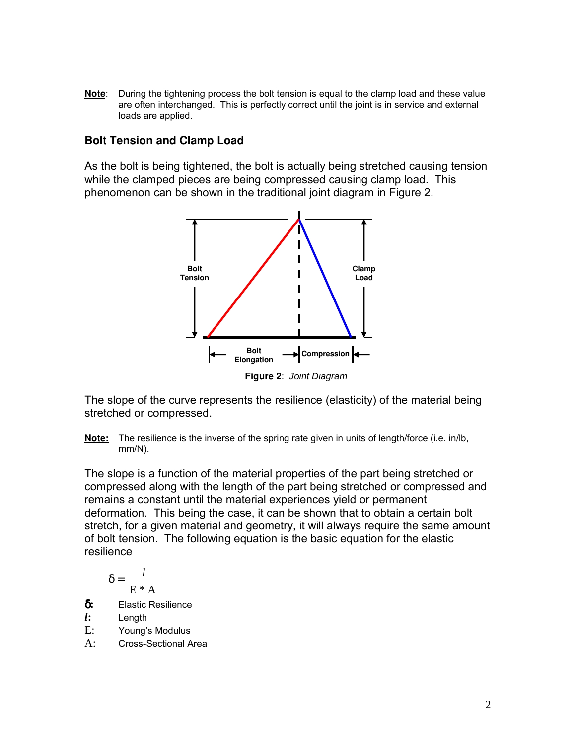**Note**: During the tightening process the bolt tension is equal to the clamp load and these value are often interchanged. This is perfectly correct until the joint is in service and external loads are applied.

### Bolt Tension and Clamp Load

As the bolt is being tightened, the bolt is actually being stretched causing tension while the clamped pieces are being compressed causing clamp load. This phenomenon can be shown in the traditional joint diagram in Figure 2.

**Figure 2**: *Joint Diagram*

The slope of the curve represents the resilience (elasticity) of the material being stretched or compressed.

**Note:** The resilience is the inverse of the spring rate given in units of length/force (i.e. in/lb, mm/N).

The slope is a function of the material properties of the part being stretched or compressed along with the length of the part being stretched or compressed and remains a constant until the material experiences yield or permanent deformation. This being the case, it can be shown that to obtain a certain bolt stretch, for a given material and geometry, it will always require the same amount of bolt tension. The following equation is the basic equation for the elastic resilience

$$\delta = \frac{l}{E * A}$$

**δ:** Elastic Resilience
***l*:** Length
E: Young's Modulus
A: Cross-Sectional Area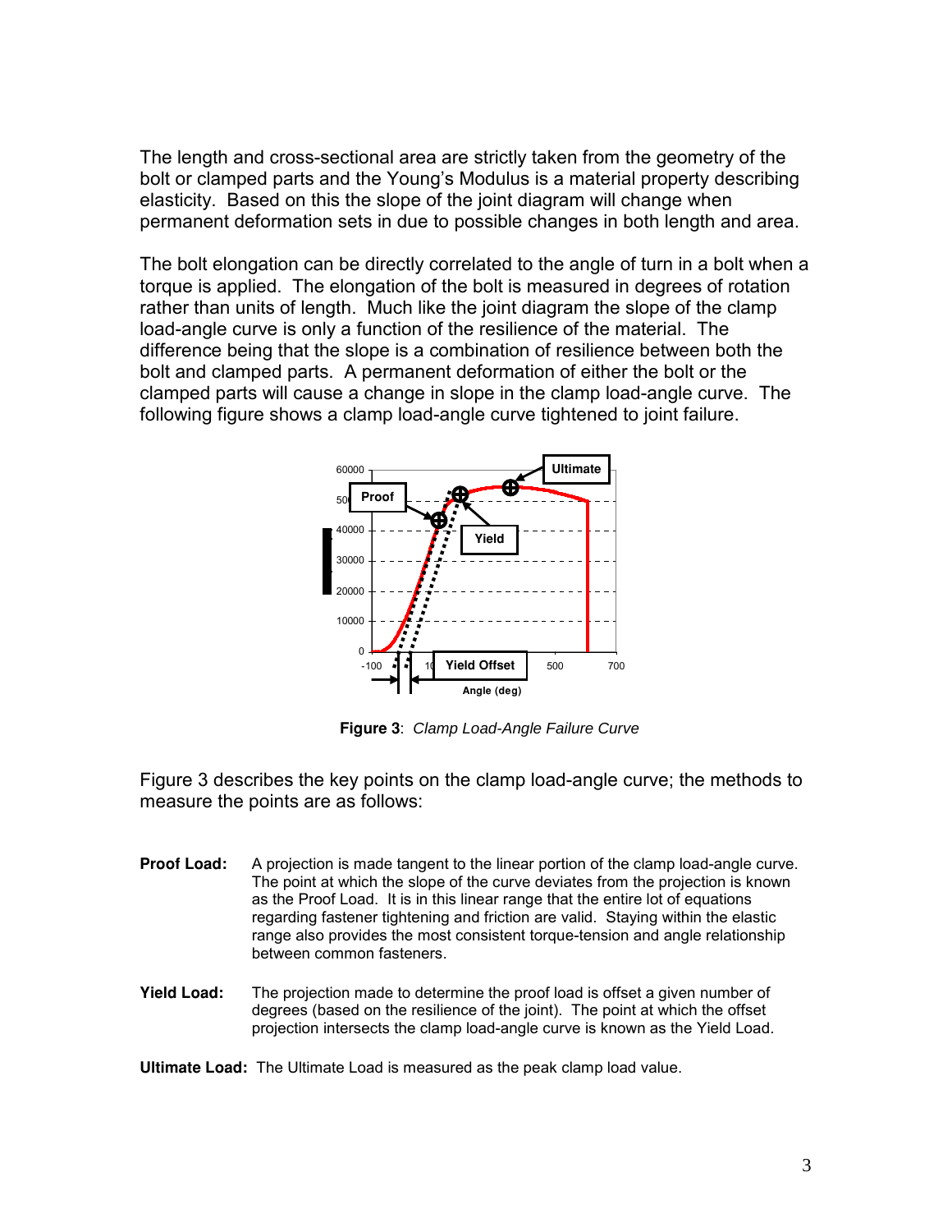The length and cross-sectional area are strictly taken from the geometry of the bolt or clamped parts and the Young's Modulus is a material property describing elasticity. Based on this the slope of the joint diagram will change when permanent deformation sets in due to possible changes in both length and area.

The bolt elongation can be directly correlated to the angle of turn in a bolt when a torque is applied. The elongation of the bolt is measured in degrees of rotation rather than units of length. Much like the joint diagram the slope of the clamp load-angle curve is only a function of the resilience of the material. The difference being that the slope is a combination of resilience between both the bolt and clamped parts. A permanent deformation of either the bolt or the clamped parts will cause a change in slope in the clamp load-angle curve. The following figure shows a clamp load-angle curve tightened to joint failure.

**Figure 3**: *Clamp Load-Angle Failure Curve*

Figure 3 describes the key points on the clamp load-angle curve; the methods to measure the points are as follows:

**Proof Load:** A projection is made tangent to the linear portion of the clamp load-angle curve. The point at which the slope of the curve deviates from the projection is known as the Proof Load. It is in this linear range that the entire lot of equations regarding fastener tightening and friction are valid. Staying within the elastic range also provides the most consistent torque-tension and angle relationship between common fasteners.

**Yield Load:** The projection made to determine the proof load is offset a given number of degrees (based on the resilience of the joint). The point at which the offset projection intersects the clamp load-angle curve is known as the Yield Load.

**Ultimate Load:** The Ultimate Load is measured as the peak clamp load value.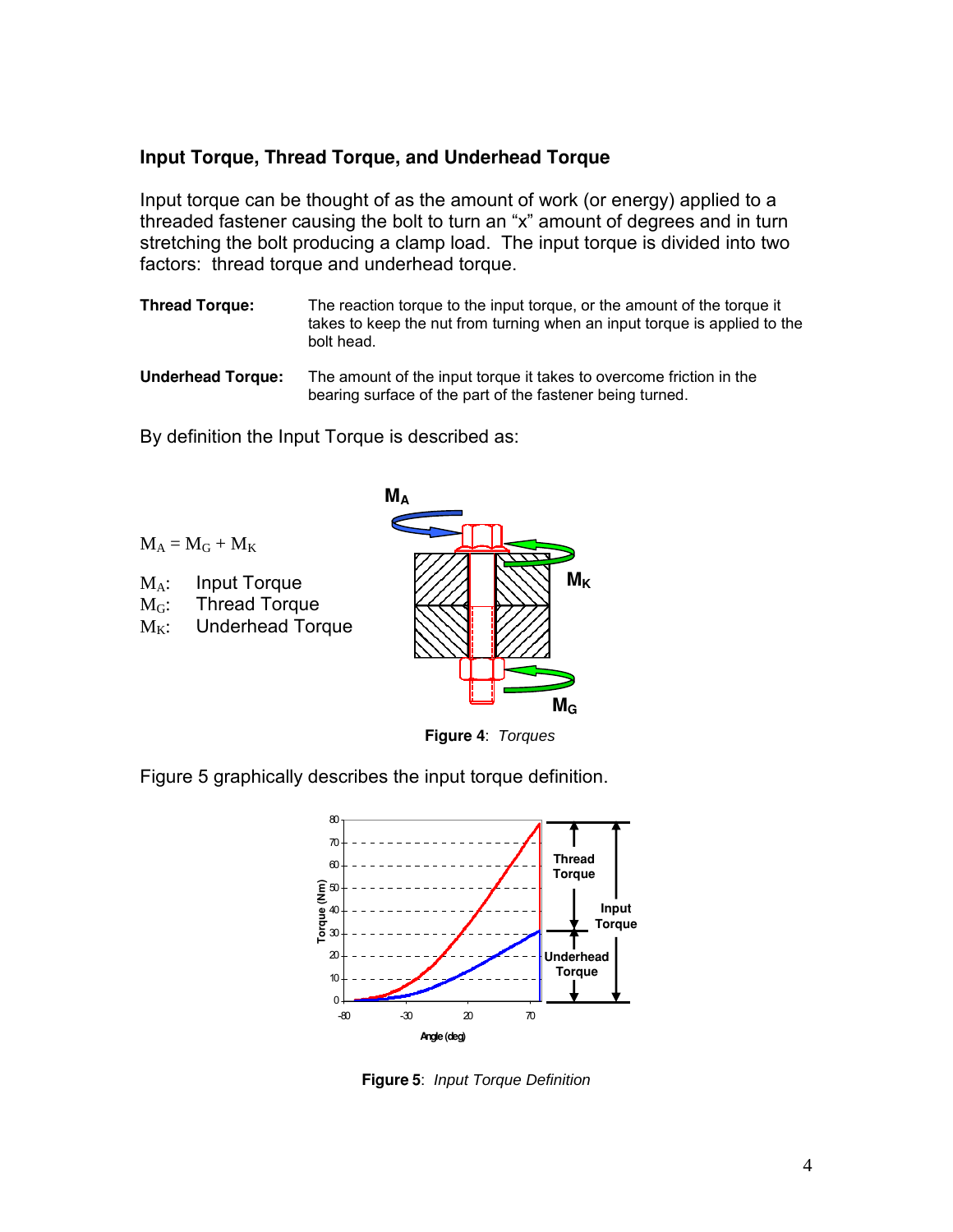### Input Torque, Thread Torque, and Underhead Torque

Input torque can be thought of as the amount of work (or energy) applied to a threaded fastener causing the bolt to turn an "x" amount of degrees and in turn stretching the bolt producing a clamp load. The input torque is divided into two factors: thread torque and underhead torque.

**Thread Torque:** The reaction torque to the input torque, or the amount of the torque it takes to keep the nut from turning when an input torque is applied to the bolt head.

**Underhead Torque:** The amount of the input torque it takes to overcome friction in the bearing surface of the part of the fastener being turned.

By definition the Input Torque is described as:

$M_A = M_G + M_K$

$M_A$: Input Torque
$M_G$: Thread Torque
$M_K$: Underhead Torque

**Figure 4**: *Torques*

Figure 5 graphically describes the input torque definition.

**Figure 5**: *Input Torque Definition*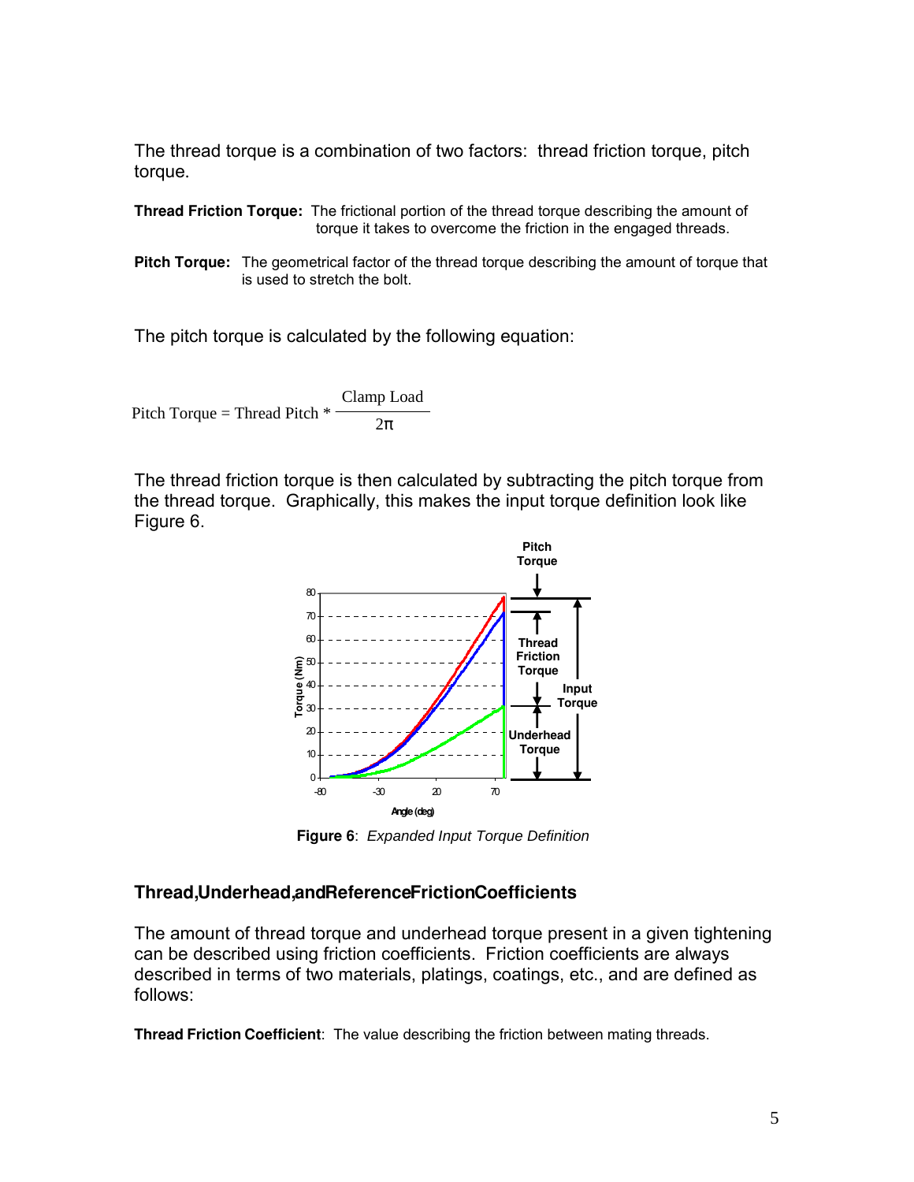The thread torque is a combination of two factors: thread friction torque, pitch torque.

**Thread Friction Torque:** The frictional portion of the thread torque describing the amount of torque it takes to overcome the friction in the engaged threads.

**Pitch Torque:** The geometrical factor of the thread torque describing the amount of torque that is used to stretch the bolt.

The pitch torque is calculated by the following equation:

$$\text{Pitch Torque} = \text{Thread Pitch} * \frac{\text{Clamp Load}}{2\pi}$$

The thread friction torque is then calculated by subtracting the pitch torque from the thread torque. Graphically, this makes the input torque definition look like Figure 6.

**Figure 6**: *Expanded Input Torque Definition*

## Thread, Underhead, and Reference Friction Coefficients

The amount of thread torque and underhead torque present in a given tightening can be described using friction coefficients. Friction coefficients are always described in terms of two materials, platings, coatings, etc., and are defined as follows:

**Thread Friction Coefficient**: The value describing the friction between mating threads.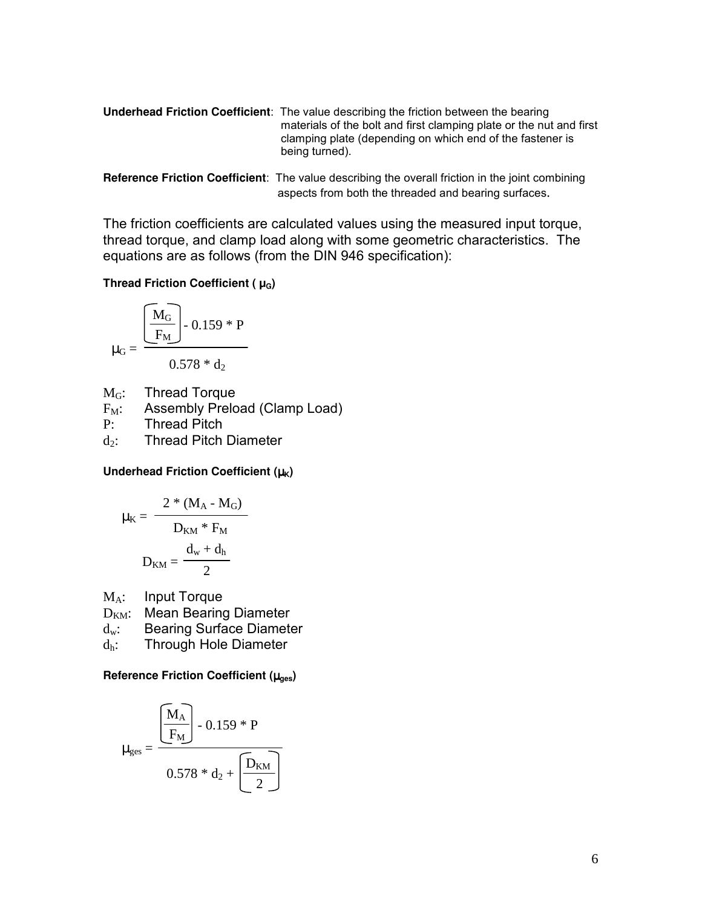**Underhead Friction Coefficient**: The value describing the friction between the bearing materials of the bolt and first clamping plate or the nut and first clamping plate (depending on which end of the fastener is being turned).

**Reference Friction Coefficient**: The value describing the overall friction in the joint combining aspects from both the threaded and bearing surfaces.

The friction coefficients are calculated values using the measured input torque, thread torque, and clamp load along with some geometric characteristics. The equations are as follows (from the DIN 946 specification):

**Thread Friction Coefficient ( $\mu_G$)**

$$\mu_G = \frac{\left(\frac{M_G}{F_M}\right) - 0.159 * P}{0.578 * d_2}$$

$M_G$: Thread Torque
$F_M$: Assembly Preload (Clamp Load)
$P$: Thread Pitch
$d_2$: Thread Pitch Diameter

**Underhead Friction Coefficient ($\mu_K$)**

$$\mu_K = \frac{2 * (M_A - M_G)}{D_{KM} * F_M}$$

$$D_{KM} = \frac{d_w + d_h}{2}$$

$M_A$: Input Torque
$D_{KM}$: Mean Bearing Diameter
$d_w$: Bearing Surface Diameter
$d_h$: Through Hole Diameter

**Reference Friction Coefficient ($\mu_{ges}$)**

$$\mu_{ges} = \frac{\left(\frac{M_A}{F_M}\right) - 0.159 * P}{0.578 * d_2 + \left(\frac{D_{KM}}{2}\right)}$$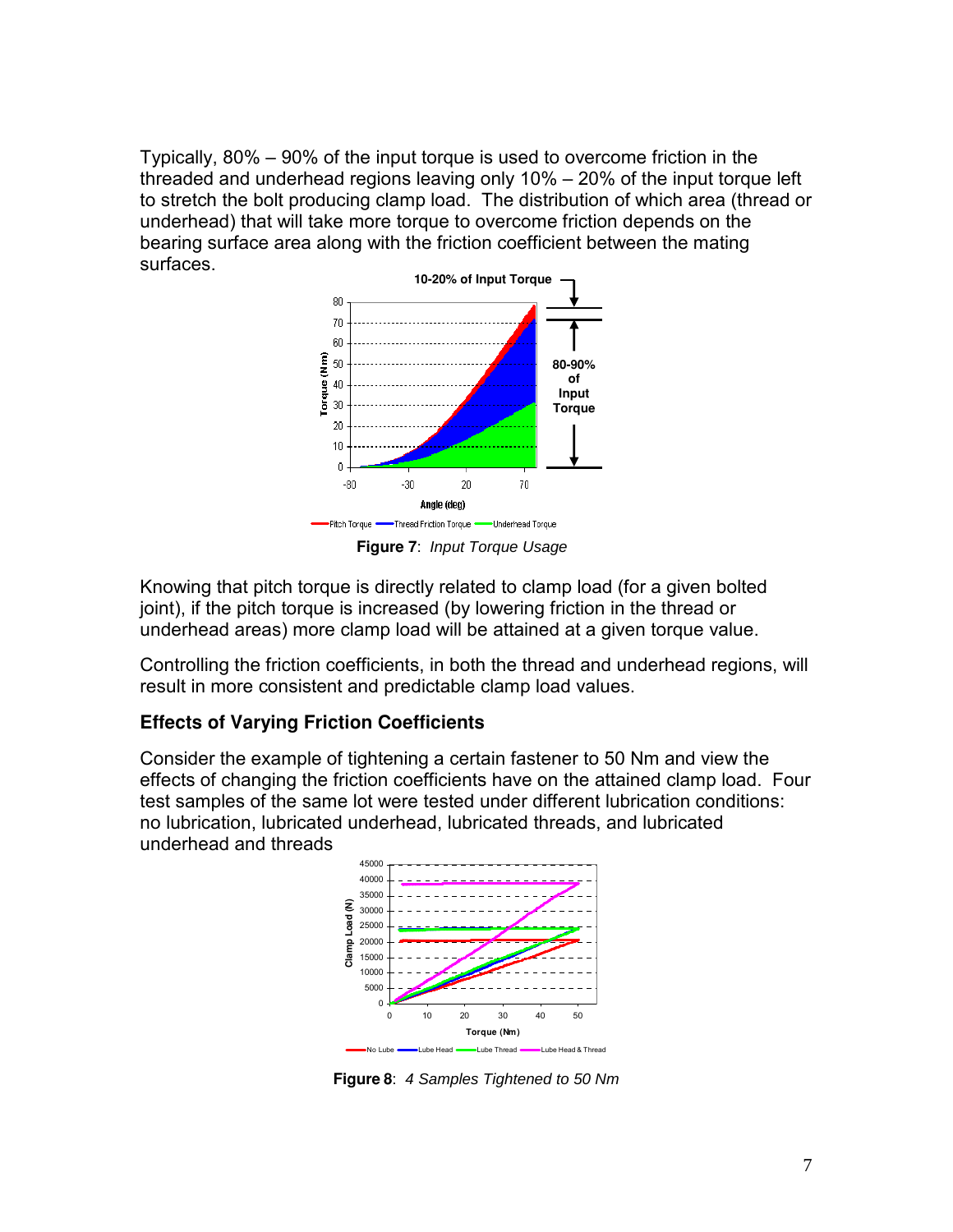Typically, 80% – 90% of the input torque is used to overcome friction in the threaded and underhead regions leaving only 10% – 20% of the input torque left to stretch the bolt producing clamp load. The distribution of which area (thread or underhead) that will take more torque to overcome friction depends on the bearing surface area along with the friction coefficient between the mating surfaces.

**Figure 7**: *Input Torque Usage*

Knowing that pitch torque is directly related to clamp load (for a given bolted joint), if the pitch torque is increased (by lowering friction in the thread or underhead areas) more clamp load will be attained at a given torque value.

Controlling the friction coefficients, in both the thread and underhead regions, will result in more consistent and predictable clamp load values.

### Effects of Varying Friction Coefficients

Consider the example of tightening a certain fastener to 50 Nm and view the effects of changing the friction coefficients have on the attained clamp load. Four test samples of the same lot were tested under different lubrication conditions: no lubrication, lubricated underhead, lubricated threads, and lubricated underhead and threads

**Figure 8**: *4 Samples Tightened to 50 Nm*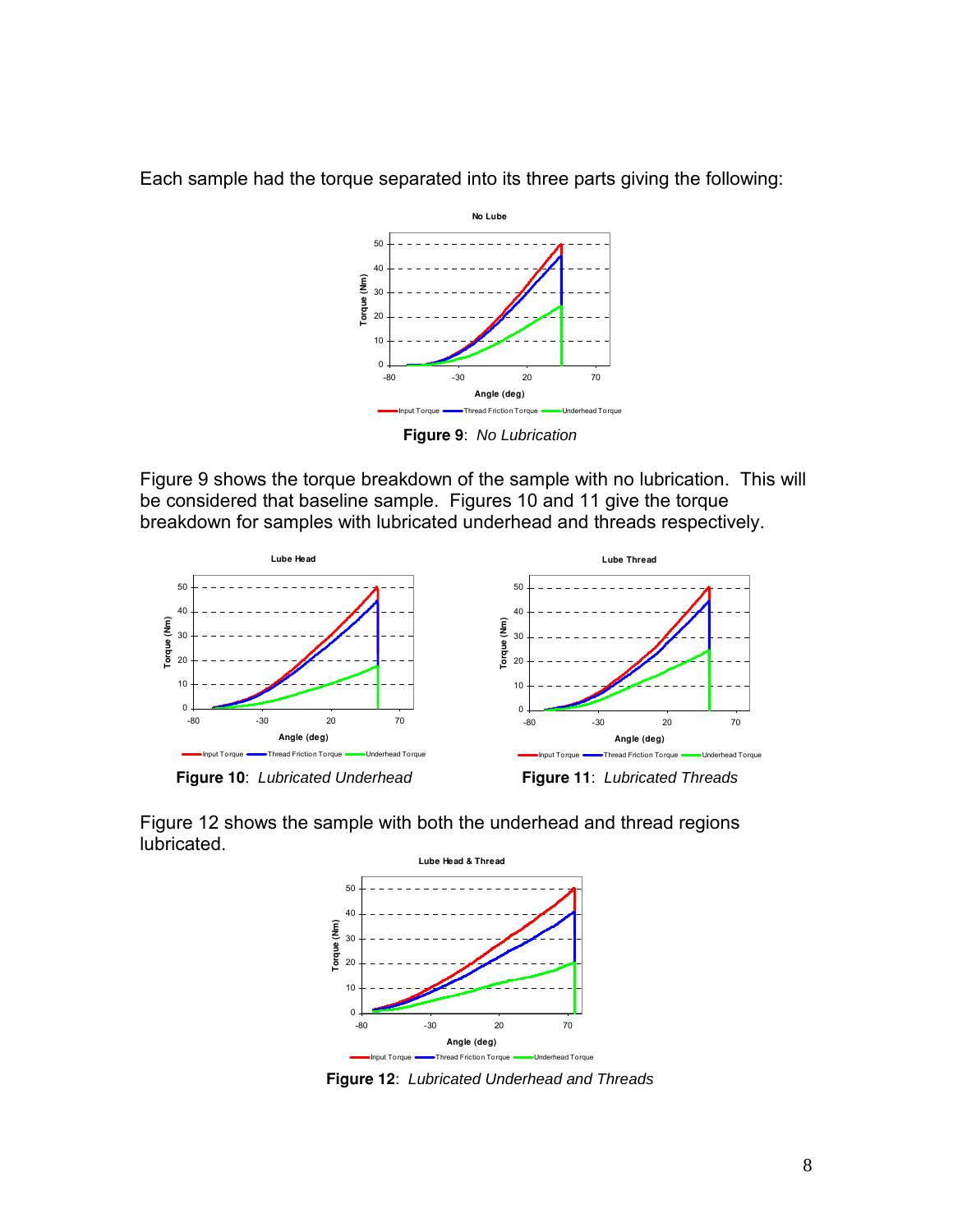Each sample had the torque separated into its three parts giving the following:

**Figure 9**: *No Lubrication*

Figure 9 shows the torque breakdown of the sample with no lubrication. This will be considered that baseline sample. Figures 10 and 11 give the torque breakdown for samples with lubricated underhead and threads respectively.

**Figure 10**: *Lubricated Underhead*

**Figure 11**: *Lubricated Threads*

Figure 12 shows the sample with both the underhead and thread regions lubricated.

**Figure 12**: *Lubricated Underhead and Threads*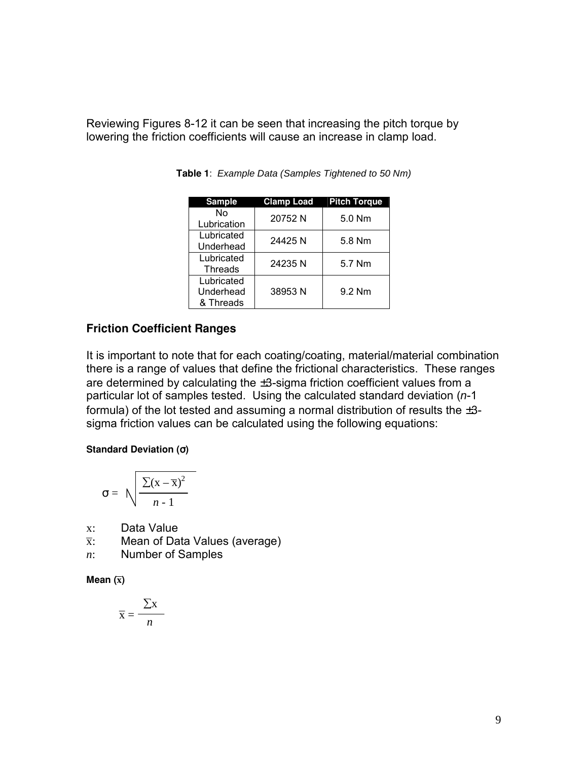Reviewing Figures 8-12 it can be seen that increasing the pitch torque by lowering the friction coefficients will cause an increase in clamp load.

**Table 1**: *Example Data (Samples Tightened to 50 Nm)*

| Sample | Clamp Load | Pitch Torque |
|---|---|---|
| No Lubrication | 20752 N | 5.0 Nm |
| Lubricated Underhead | 24425 N | 5.8 Nm |
| Lubricated Threads | 24235 N | 5.7 Nm |
| Lubricated Underhead & Threads | 38953 N | 9.2 Nm |

## Friction Coefficient Ranges

It is important to note that for each coating/coating, material/material combination there is a range of values that define the frictional characteristics. These ranges are determined by calculating the ±3-sigma friction coefficient values from a particular lot of samples tested. Using the calculated standard deviation (*n*-1 formula) of the lot tested and assuming a normal distribution of results the ±3-sigma friction values can be calculated using the following equations:

**Standard Deviation (σ)**

$$\sigma = \sqrt{\frac{\sum(x - \bar{x})^2}{n - 1}}$$

$x$: Data Value
$\bar{x}$: Mean of Data Values (average)
$n$: Number of Samples

**Mean ($\bar{x}$)**

$$\bar{x} = \frac{\sum x}{n}$$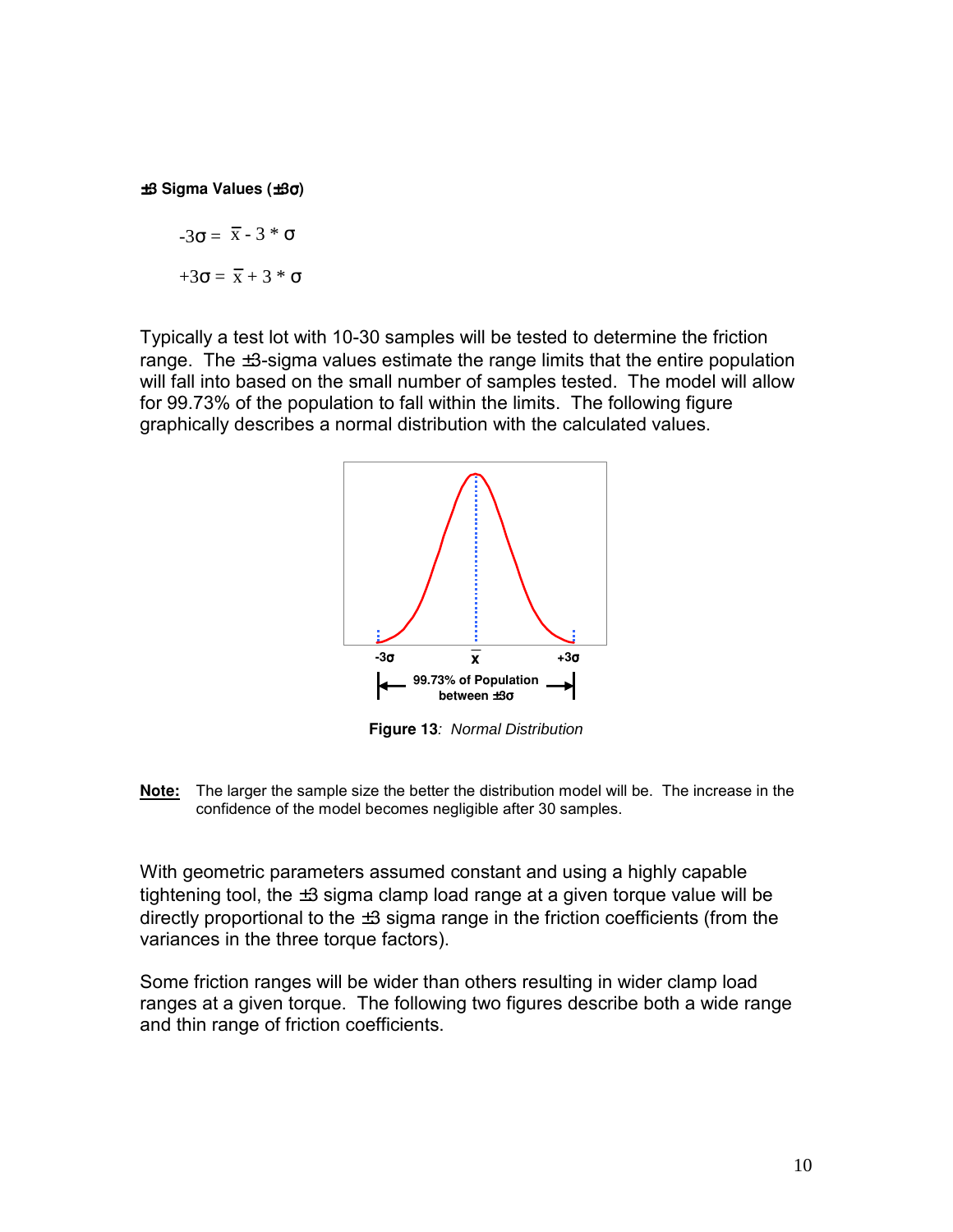**±3 Sigma Values (±3σ)**

$$-3\sigma = \bar{x} - 3 * \sigma$$

$$+3\sigma = \bar{x} + 3 * \sigma$$

Typically a test lot with 10-30 samples will be tested to determine the friction range. The ±3-sigma values estimate the range limits that the entire population will fall into based on the small number of samples tested. The model will allow for 99.73% of the population to fall within the limits. The following figure graphically describes a normal distribution with the calculated values.

**Figure 13**: *Normal Distribution*

**Note:** The larger the sample size the better the distribution model will be. The increase in the confidence of the model becomes negligible after 30 samples.

With geometric parameters assumed constant and using a highly capable tightening tool, the ±3 sigma clamp load range at a given torque value will be directly proportional to the ±3 sigma range in the friction coefficients (from the variances in the three torque factors).

Some friction ranges will be wider than others resulting in wider clamp load ranges at a given torque. The following two figures describe both a wide range and thin range of friction coefficients.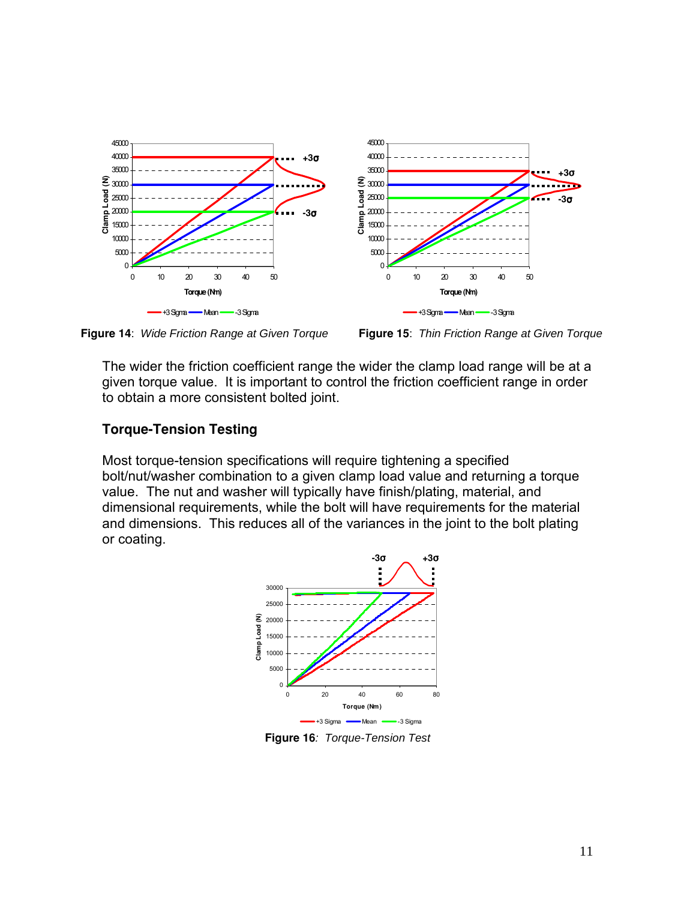**Figure 14**: *Wide Friction Range at Given Torque*

**Figure 15**: *Thin Friction Range at Given Torque*

The wider the friction coefficient range the wider the clamp load range will be at a given torque value. It is important to control the friction coefficient range in order to obtain a more consistent bolted joint.

### Torque-Tension Testing

Most torque-tension specifications will require tightening a specified bolt/nut/washer combination to a given clamp load value and returning a torque value. The nut and washer will typically have finish/plating, material, and dimensional requirements, while the bolt will have requirements for the material and dimensions. This reduces all of the variances in the joint to the bolt plating or coating.

**Figure 16**: *Torque-Tension Test*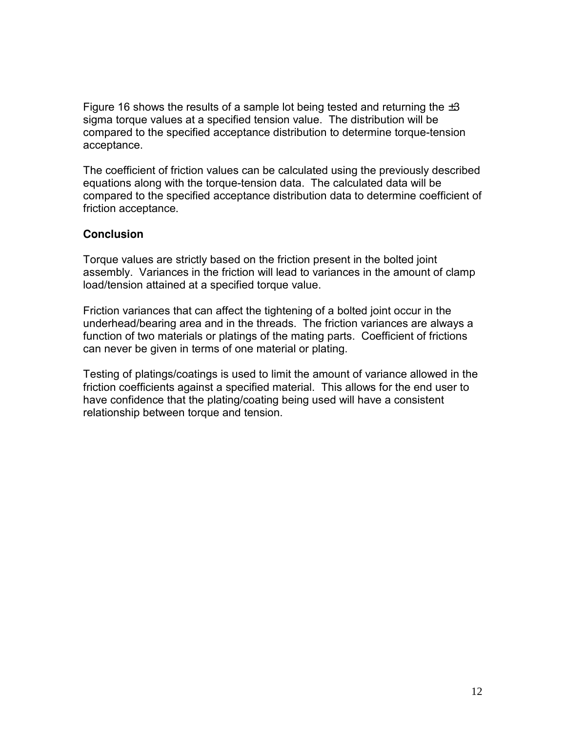Figure 16 shows the results of a sample lot being tested and returning the ±3 sigma torque values at a specified tension value. The distribution will be compared to the specified acceptance distribution to determine torque-tension acceptance.

The coefficient of friction values can be calculated using the previously described equations along with the torque-tension data. The calculated data will be compared to the specified acceptance distribution data to determine coefficient of friction acceptance.

## Conclusion

Torque values are strictly based on the friction present in the bolted joint assembly. Variances in the friction will lead to variances in the amount of clamp load/tension attained at a specified torque value.

Friction variances that can affect the tightening of a bolted joint occur in the underhead/bearing area and in the threads. The friction variances are always a function of two materials or platings of the mating parts. Coefficient of frictions can never be given in terms of one material or plating.

Testing of platings/coatings is used to limit the amount of variance allowed in the friction coefficients against a specified material. This allows for the end user to have confidence that the plating/coating being used will have a consistent relationship between torque and tension.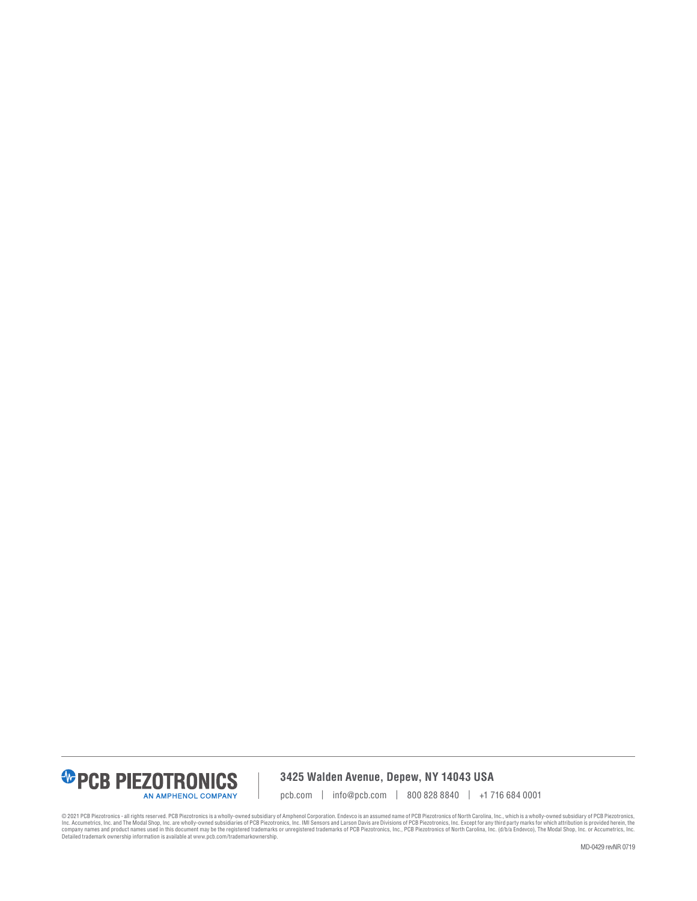PCB PIEZOTRONICS
AN AMPHENOL COMPANY

**3425 Walden Avenue, Depew, NY 14043 USA**

pcb.com | info@pcb.com | 800 828 8840 | +1 716 684 0001

© 2021 PCB Piezotronics - all rights reserved. PCB Piezotronics is a wholly-owned subsidiary of Amphenol Corporation. Endevco is an assumed name of PCB Piezotronics of North Carolina, Inc., which is a wholly-owned subsidiary of PCB Piezotronics, Inc. Accumetrics, Inc. and The Modal Shop, Inc. are wholly-owned subsidiaries of PCB Piezotronics, Inc. IMI Sensors and Larson Davis are Divisions of PCB Piezotronics, Inc. Except for any third party marks for which attribution is provided herein, the company names and product names used in this document may be the registered trademarks or unregistered trademarks of PCB Piezotronics, Inc., PCB Piezotronics of North Carolina, Inc. (d/b/a Endevco), The Modal Shop, Inc. or Accumetrics, Inc. Detailed trademark ownership information is available at www.pcb.com/trademarkownership.

MD-0429 revNR 0719